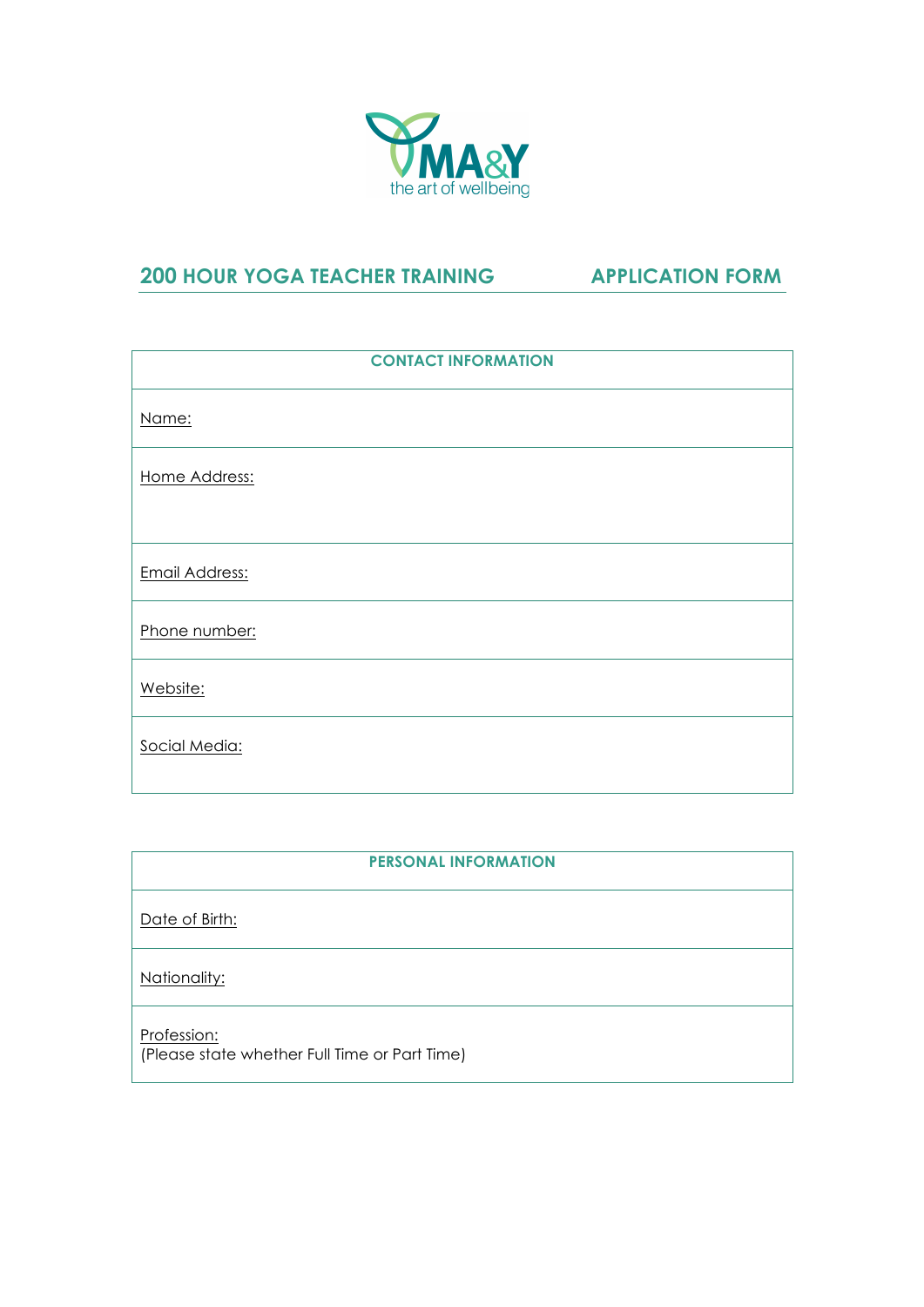MA&Y
the art of wellbeing

## 200 HOUR YOGA TEACHER TRAINING APPLICATION FORM

| CONTACT INFORMATION |
|---|
| Name: |
| Home Address: |
| Email Address: |
| Phone number: |
| Website: |
| Social Media: |

| PERSONAL INFORMATION |
|---|
| Date of Birth: |
| Nationality: |
| Profession:<br>(Please state whether Full Time or Part Time) |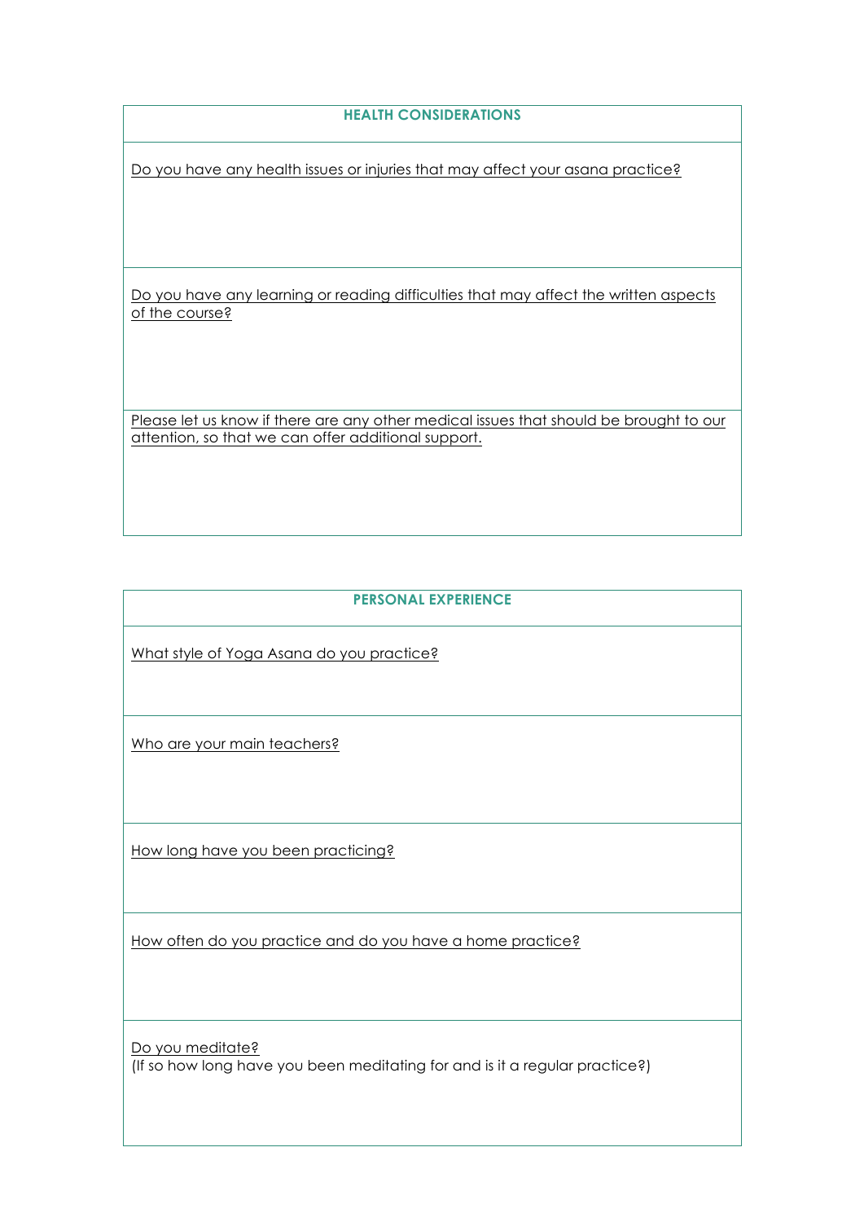## HEALTH CONSIDERATIONS

Do you have any health issues or injuries that may affect your asana practice?

Do you have any learning or reading difficulties that may affect the written aspects of the course?

Please let us know if there are any other medical issues that should be brought to our attention, so that we can offer additional support.

## PERSONAL EXPERIENCE

What style of Yoga Asana do you practice?

Who are your main teachers?

How long have you been practicing?

How often do you practice and do you have a home practice?

Do you meditate?
(If so how long have you been meditating for and is it a regular practice?)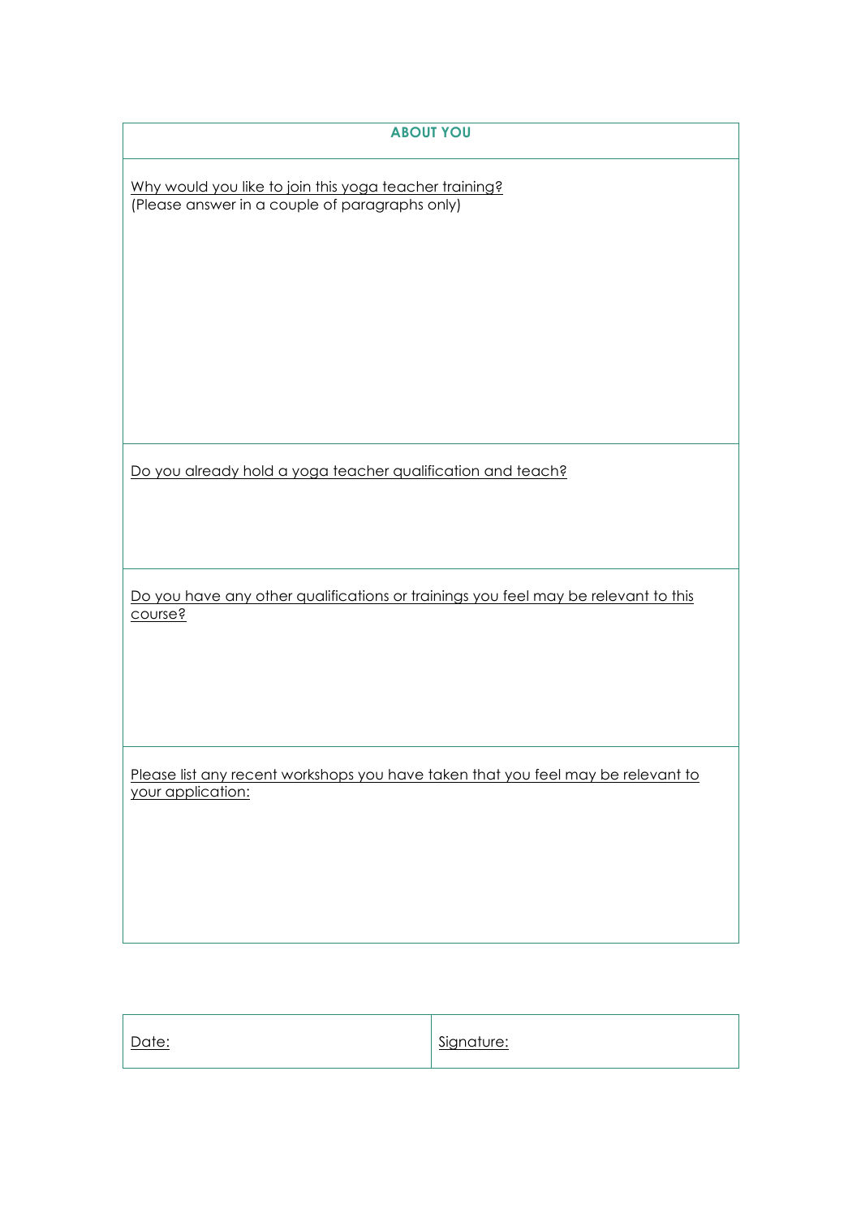## ABOUT YOU

Why would you like to join this yoga teacher training?
(Please answer in a couple of paragraphs only)

Do you already hold a yoga teacher qualification and teach?

Do you have any other qualifications or trainings you feel may be relevant to this course?

Please list any recent workshops you have taken that you feel may be relevant to your application:

| | |
|---|---|
| Date: | Signature: |